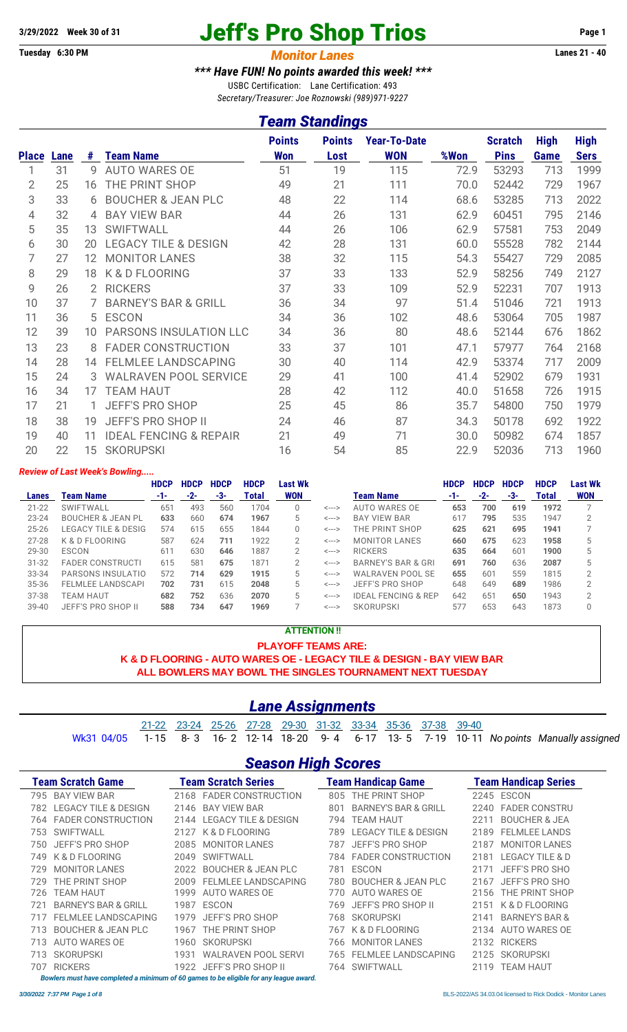3/29/2022 Week 30 of 31

Tuesday 6:30 PM

# Jeff's Pro Shop Trios

## *Monitor Lanes*

Lanes 21 - 40

***\*\*\* Have FUN! No points awarded this week! \*\*\****

USBC Certification: Lane Certification: 493

*Secretary/Treasurer: Joe Roznowski (989)971-9227*

## *Team Standings*

| Place | Lane | # | Team Name | Points Won | Points Lost | Year-To-Date WON | %Won | Scratch Pins | High Game | High Sers |
|---|---|---|---|---|---|---|---|---|---|---|
| 1 | 31 | 9 | AUTO WARES OE | 51 | 19 | 115 | 72.9 | 53293 | 713 | 1999 |
| 2 | 25 | 16 | THE PRINT SHOP | 49 | 21 | 111 | 70.0 | 52442 | 729 | 1967 |
| 3 | 33 | 6 | BOUCHER & JEAN PLC | 48 | 22 | 114 | 68.6 | 53285 | 713 | 2022 |
| 4 | 32 | 4 | BAY VIEW BAR | 44 | 26 | 131 | 62.9 | 60451 | 795 | 2146 |
| 5 | 35 | 13 | SWIFTWALL | 44 | 26 | 106 | 62.9 | 57581 | 753 | 2049 |
| 6 | 30 | 20 | LEGACY TILE & DESIGN | 42 | 28 | 131 | 60.0 | 55528 | 782 | 2144 |
| 7 | 27 | 12 | MONITOR LANES | 38 | 32 | 115 | 54.3 | 55427 | 729 | 2085 |
| 8 | 29 | 18 | K & D FLOORING | 37 | 33 | 133 | 52.9 | 58256 | 749 | 2127 |
| 9 | 26 | 2 | RICKERS | 37 | 33 | 109 | 52.9 | 52231 | 707 | 1913 |
| 10 | 37 | 7 | BARNEY'S BAR & GRILL | 36 | 34 | 97 | 51.4 | 51046 | 721 | 1913 |
| 11 | 36 | 5 | ESCON | 34 | 36 | 102 | 48.6 | 53064 | 705 | 1987 |
| 12 | 39 | 10 | PARSONS INSULATION LLC | 34 | 36 | 80 | 48.6 | 52144 | 676 | 1862 |
| 13 | 23 | 8 | FADER CONSTRUCTION | 33 | 37 | 101 | 47.1 | 57977 | 764 | 2168 |
| 14 | 28 | 14 | FELMLEE LANDSCAPING | 30 | 40 | 114 | 42.9 | 53374 | 717 | 2009 |
| 15 | 24 | 3 | WALRAVEN POOL SERVICE | 29 | 41 | 100 | 41.4 | 52902 | 679 | 1931 |
| 16 | 34 | 17 | TEAM HAUT | 28 | 42 | 112 | 40.0 | 51658 | 726 | 1915 |
| 17 | 21 | 1 | JEFF'S PRO SHOP | 25 | 45 | 86 | 35.7 | 54800 | 750 | 1979 |
| 18 | 38 | 19 | JEFF'S PRO SHOP II | 24 | 46 | 87 | 34.3 | 50178 | 692 | 1922 |
| 19 | 40 | 11 | IDEAL FENCING & REPAIR | 21 | 49 | 71 | 30.0 | 50982 | 674 | 1857 |
| 20 | 22 | 15 | SKORUPSKI | 16 | 54 | 85 | 22.9 | 52036 | 713 | 1960 |

***Review of Last Week's Bowling.....***

| Lanes | Team Name | HDCP -1- | HDCP -2- | HDCP -3- | HDCP Total | Last Wk WON | | Team Name | HDCP -1- | HDCP -2- | HDCP -3- | HDCP Total | Last Wk WON |
|---|---|---|---|---|---|---|---|---|---|---|---|---|---|
| 21-22 | SWIFTWALL | 651 | 493 | 560 | 1704 | 0 | <---> | AUTO WARES OE | 653 | 700 | 619 | 1972 | 7 |
| 23-24 | BOUCHER & JEAN PL | 633 | 660 | 674 | 1967 | 5 | <---> | BAY VIEW BAR | 617 | 795 | 535 | 1947 | 2 |
| 25-26 | LEGACY TILE & DESIG | 574 | 615 | 655 | 1844 | 0 | <---> | THE PRINT SHOP | 625 | 621 | 695 | 1941 | 7 |
| 27-28 | K & D FLOORING | 587 | 624 | 711 | 1922 | 2 | <---> | MONITOR LANES | 660 | 675 | 623 | 1958 | 5 |
| 29-30 | ESCON | 611 | 630 | 646 | 1887 | 2 | <---> | RICKERS | 635 | 664 | 601 | 1900 | 5 |
| 31-32 | FADER CONSTRUCTI | 615 | 581 | 675 | 1871 | 2 | <---> | BARNEY'S BAR & GRI | 691 | 760 | 636 | 2087 | 5 |
| 33-34 | PARSONS INSULATIO | 572 | 714 | 629 | 1915 | 5 | <---> | WALRAVEN POOL SE | 655 | 601 | 559 | 1815 | 2 |
| 35-36 | FELMLEE LANDSCAPI | 702 | 731 | 615 | 2048 | 5 | <---> | JEFF'S PRO SHOP | 648 | 649 | 689 | 1986 | 2 |
| 37-38 | TEAM HAUT | 682 | 752 | 636 | 2070 | 5 | <---> | IDEAL FENCING & REP | 642 | 651 | 650 | 1943 | 2 |
| 39-40 | JEFF'S PRO SHOP II | 588 | 734 | 647 | 1969 | 7 | <---> | SKORUPSKI | 577 | 653 | 643 | 1873 | 0 |

**ATTENTION !!**

**PLAYOFF TEAMS ARE:**

**K & D FLOORING - AUTO WARES OE - LEGACY TILE & DESIGN - BAY VIEW BAR**

**ALL BOWLERS MAY BOWL THE SINGLES TOURNAMENT NEXT TUESDAY**

## *Lane Assignments*

| | 21-22 | 23-24 | 25-26 | 27-28 | 29-30 | 31-32 | 33-34 | 35-36 | 37-38 | 39-40 | |
|---|---|---|---|---|---|---|---|---|---|---|---|
| Wk31 04/05 | 1-15 | 8-3 | 16-2 | 12-14 | 18-20 | 9-4 | 6-17 | 13-5 | 7-19 | 10-11 | *No points Manually assigned* |

## *Season High Scores*

| Team Scratch Game | | Team Scratch Series | | Team Handicap Game | | Team Handicap Series | |
|---|---|---|---|---|---|---|---|
| 795 | BAY VIEW BAR | 2168 | FADER CONSTRUCTION | 805 | THE PRINT SHOP | 2245 | ESCON |
| 782 | LEGACY TILE & DESIGN | 2146 | BAY VIEW BAR | 801 | BARNEY'S BAR & GRILL | 2240 | FADER CONSTRU |
| 764 | FADER CONSTRUCTION | 2144 | LEGACY TILE & DESIGN | 794 | TEAM HAUT | 2211 | BOUCHER & JEA |
| 753 | SWIFTWALL | 2127 | K & D FLOORING | 789 | LEGACY TILE & DESIGN | 2189 | FELMLEE LANDS |
| 750 | JEFF'S PRO SHOP | 2085 | MONITOR LANES | 787 | JEFF'S PRO SHOP | 2187 | MONITOR LANES |
| 749 | K & D FLOORING | 2049 | SWIFTWALL | 784 | FADER CONSTRUCTION | 2181 | LEGACY TILE & D |
| 729 | MONITOR LANES | 2022 | BOUCHER & JEAN PLC | 781 | ESCON | 2171 | JEFF'S PRO SHO |
| 729 | THE PRINT SHOP | 2009 | FELMLEE LANDSCAPING | 780 | BOUCHER & JEAN PLC | 2167 | JEFF'S PRO SHO |
| 726 | TEAM HAUT | 1999 | AUTO WARES OE | 770 | AUTO WARES OE | 2156 | THE PRINT SHOP |
| 721 | BARNEY'S BAR & GRILL | 1987 | ESCON | 769 | JEFF'S PRO SHOP II | 2151 | K & D FLOORING |
| 717 | FELMLEE LANDSCAPING | 1979 | JEFF'S PRO SHOP | 768 | SKORUPSKI | 2141 | BARNEY'S BAR & |
| 713 | BOUCHER & JEAN PLC | 1967 | THE PRINT SHOP | 767 | K & D FLOORING | 2134 | AUTO WARES OE |
| 713 | AUTO WARES OE | 1960 | SKORUPSKI | 766 | MONITOR LANES | 2132 | RICKERS |
| 713 | SKORUPSKI | 1931 | WALRAVEN POOL SERVI | 765 | FELMLEE LANDSCAPING | 2125 | SKORUPSKI |
| 707 | RICKERS | 1922 | JEFF'S PRO SHOP II | 764 | SWIFTWALL | 2119 | TEAM HAUT |

***Bowlers must have completed a minimum of 60 games to be eligible for any league award.***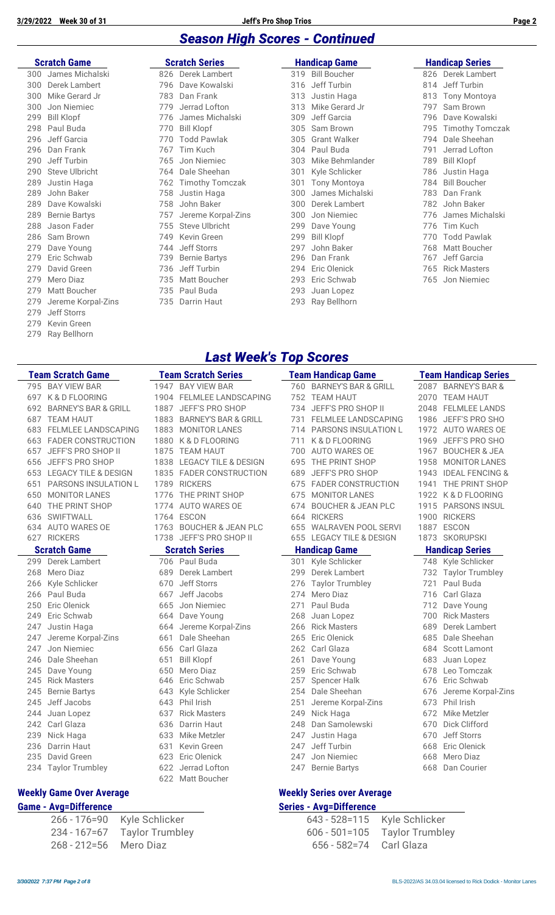## Season High Scores - Continued

| Scratch Game | | Scratch Series | | Handicap Game | | Handicap Series | |
|---|---|---|---|---|---|---|---|
| 300 | James Michalski | 826 | Derek Lambert | 319 | Bill Boucher | 826 | Derek Lambert |
| 300 | Derek Lambert | 796 | Dave Kowalski | 316 | Jeff Turbin | 814 | Jeff Turbin |
| 300 | Mike Gerard Jr | 783 | Dan Frank | 313 | Justin Haga | 813 | Tony Montoya |
| 300 | Jon Niemiec | 779 | Jerrad Lofton | 313 | Mike Gerard Jr | 797 | Sam Brown |
| 299 | Bill Klopf | 776 | James Michalski | 309 | Jeff Garcia | 796 | Dave Kowalski |
| 298 | Paul Buda | 770 | Bill Klopf | 305 | Sam Brown | 795 | Timothy Tomczak |
| 296 | Jeff Garcia | 770 | Todd Pawlak | 305 | Grant Walker | 794 | Dale Sheehan |
| 296 | Dan Frank | 767 | Tim Kuch | 304 | Paul Buda | 791 | Jerrad Lofton |
| 290 | Jeff Turbin | 765 | Jon Niemiec | 303 | Mike Behmlander | 789 | Bill Klopf |
| 290 | Steve Ulbricht | 764 | Dale Sheehan | 301 | Kyle Schlicker | 786 | Justin Haga |
| 289 | Justin Haga | 762 | Timothy Tomczak | 301 | Tony Montoya | 784 | Bill Boucher |
| 289 | John Baker | 758 | Justin Haga | 300 | James Michalski | 783 | Dan Frank |
| 289 | Dave Kowalski | 758 | John Baker | 300 | Derek Lambert | 782 | John Baker |
| 289 | Bernie Bartys | 757 | Jereme Korpal-Zins | 300 | Jon Niemiec | 776 | James Michalski |
| 288 | Jason Fader | 755 | Steve Ulbricht | 299 | Dave Young | 776 | Tim Kuch |
| 286 | Sam Brown | 749 | Kevin Green | 299 | Bill Klopf | 770 | Todd Pawlak |
| 279 | Dave Young | 744 | Jeff Storrs | 297 | John Baker | 768 | Matt Boucher |
| 279 | Eric Schwab | 739 | Bernie Bartys | 296 | Dan Frank | 767 | Jeff Garcia |
| 279 | David Green | 736 | Jeff Turbin | 294 | Eric Olenick | 765 | Rick Masters |
| 279 | Mero Diaz | 735 | Matt Boucher | 293 | Eric Schwab | 765 | Jon Niemiec |
| 279 | Matt Boucher | 735 | Paul Buda | 293 | Juan Lopez | | |
| 279 | Jereme Korpal-Zins | 735 | Darrin Haut | 293 | Ray Bellhorn | | |
| 279 | Jeff Storrs | | | | | | |
| 279 | Kevin Green | | | | | | |
| 279 | Ray Bellhorn | | | | | | |

## Last Week's Top Scores

| Team Scratch Game | | Team Scratch Series | | Team Handicap Game | | Team Handicap Series | |
|---|---|---|---|---|---|---|---|
| 795 | BAY VIEW BAR | 1947 | BAY VIEW BAR | 760 | BARNEY'S BAR & GRILL | 2087 | BARNEY'S BAR & |
| 697 | K & D FLOORING | 1904 | FELMLEE LANDSCAPING | 752 | TEAM HAUT | 2070 | TEAM HAUT |
| 692 | BARNEY'S BAR & GRILL | 1887 | JEFF'S PRO SHOP | 734 | JEFF'S PRO SHOP II | 2048 | FELMLEE LANDS |
| 687 | TEAM HAUT | 1883 | BARNEY'S BAR & GRILL | 731 | FELMLEE LANDSCAPING | 1986 | JEFF'S PRO SHO |
| 683 | FELMLEE LANDSCAPING | 1883 | MONITOR LANES | 714 | PARSONS INSULATION L | 1972 | AUTO WARES OE |
| 663 | FADER CONSTRUCTION | 1880 | K & D FLOORING | 711 | K & D FLOORING | 1969 | JEFF'S PRO SHO |
| 657 | JEFF'S PRO SHOP II | 1875 | TEAM HAUT | 700 | AUTO WARES OE | 1967 | BOUCHER & JEA |
| 656 | JEFF'S PRO SHOP | 1838 | LEGACY TILE & DESIGN | 695 | THE PRINT SHOP | 1958 | MONITOR LANES |
| 653 | LEGACY TILE & DESIGN | 1835 | FADER CONSTRUCTION | 689 | JEFF'S PRO SHOP | 1943 | IDEAL FENCING & |
| 651 | PARSONS INSULATION L | 1789 | RICKERS | 675 | FADER CONSTRUCTION | 1941 | THE PRINT SHOP |
| 650 | MONITOR LANES | 1776 | THE PRINT SHOP | 675 | MONITOR LANES | 1922 | K & D FLOORING |
| 640 | THE PRINT SHOP | 1774 | AUTO WARES OE | 674 | BOUCHER & JEAN PLC | 1915 | PARSONS INSUL |
| 636 | SWIFTWALL | 1764 | ESCON | 664 | RICKERS | 1900 | RICKERS |
| 634 | AUTO WARES OE | 1763 | BOUCHER & JEAN PLC | 655 | WALRAVEN POOL SERVI | 1887 | ESCON |
| 627 | RICKERS | 1738 | JEFF'S PRO SHOP II | 655 | LEGACY TILE & DESIGN | 1873 | SKORUPSKI |

| Scratch Game | | Scratch Series | | Handicap Game | | Handicap Series | |
|---|---|---|---|---|---|---|---|
| 299 | Derek Lambert | 706 | Paul Buda | 301 | Kyle Schlicker | 748 | Kyle Schlicker |
| 268 | Mero Diaz | 689 | Derek Lambert | 299 | Derek Lambert | 732 | Taylor Trumbley |
| 266 | Kyle Schlicker | 670 | Jeff Storrs | 276 | Taylor Trumbley | 721 | Paul Buda |
| 266 | Paul Buda | 667 | Jeff Jacobs | 274 | Mero Diaz | 716 | Carl Glaza |
| 250 | Eric Olenick | 665 | Jon Niemiec | 271 | Paul Buda | 712 | Dave Young |
| 249 | Eric Schwab | 664 | Dave Young | 268 | Juan Lopez | 700 | Rick Masters |
| 247 | Justin Haga | 664 | Jereme Korpal-Zins | 266 | Rick Masters | 689 | Derek Lambert |
| 247 | Jereme Korpal-Zins | 661 | Dale Sheehan | 265 | Eric Olenick | 685 | Dale Sheehan |
| 247 | Jon Niemiec | 656 | Carl Glaza | 262 | Carl Glaza | 684 | Scott Lamont |
| 246 | Dale Sheehan | 651 | Bill Klopf | 261 | Dave Young | 683 | Juan Lopez |
| 245 | Dave Young | 650 | Mero Diaz | 259 | Eric Schwab | 678 | Leo Tomczak |
| 245 | Rick Masters | 646 | Eric Schwab | 257 | Spencer Halk | 676 | Eric Schwab |
| 245 | Bernie Bartys | 643 | Kyle Schlicker | 254 | Dale Sheehan | 676 | Jereme Korpal-Zins |
| 245 | Jeff Jacobs | 643 | Phil Irish | 251 | Jereme Korpal-Zins | 673 | Phil Irish |
| 244 | Juan Lopez | 637 | Rick Masters | 249 | Nick Haga | 672 | Mike Metzler |
| 242 | Carl Glaza | 636 | Darrin Haut | 248 | Dan Samolewski | 670 | Dick Clifford |
| 239 | Nick Haga | 633 | Mike Metzler | 247 | Justin Haga | 670 | Jeff Storrs |
| 236 | Darrin Haut | 631 | Kevin Green | 247 | Jeff Turbin | 668 | Eric Olenick |
| 235 | David Green | 623 | Eric Olenick | 247 | Jon Niemiec | 668 | Mero Diaz |
| 234 | Taylor Trumbley | 622 | Jerrad Lofton | 247 | Bernie Bartys | 668 | Dan Courier |
| | | 622 | Matt Boucher | | | | |

### Weekly Game Over Average

| Game - Avg=Difference | |
|---|---|
| 266 - 176=90 | Kyle Schlicker |
| 234 - 167=67 | Taylor Trumbley |
| 268 - 212=56 | Mero Diaz |

### Weekly Series over Average

| Series - Avg=Difference | |
|---|---|
| 643 - 528=115 | Kyle Schlicker |
| 606 - 501=105 | Taylor Trumbley |
| 656 - 582=74 | Carl Glaza |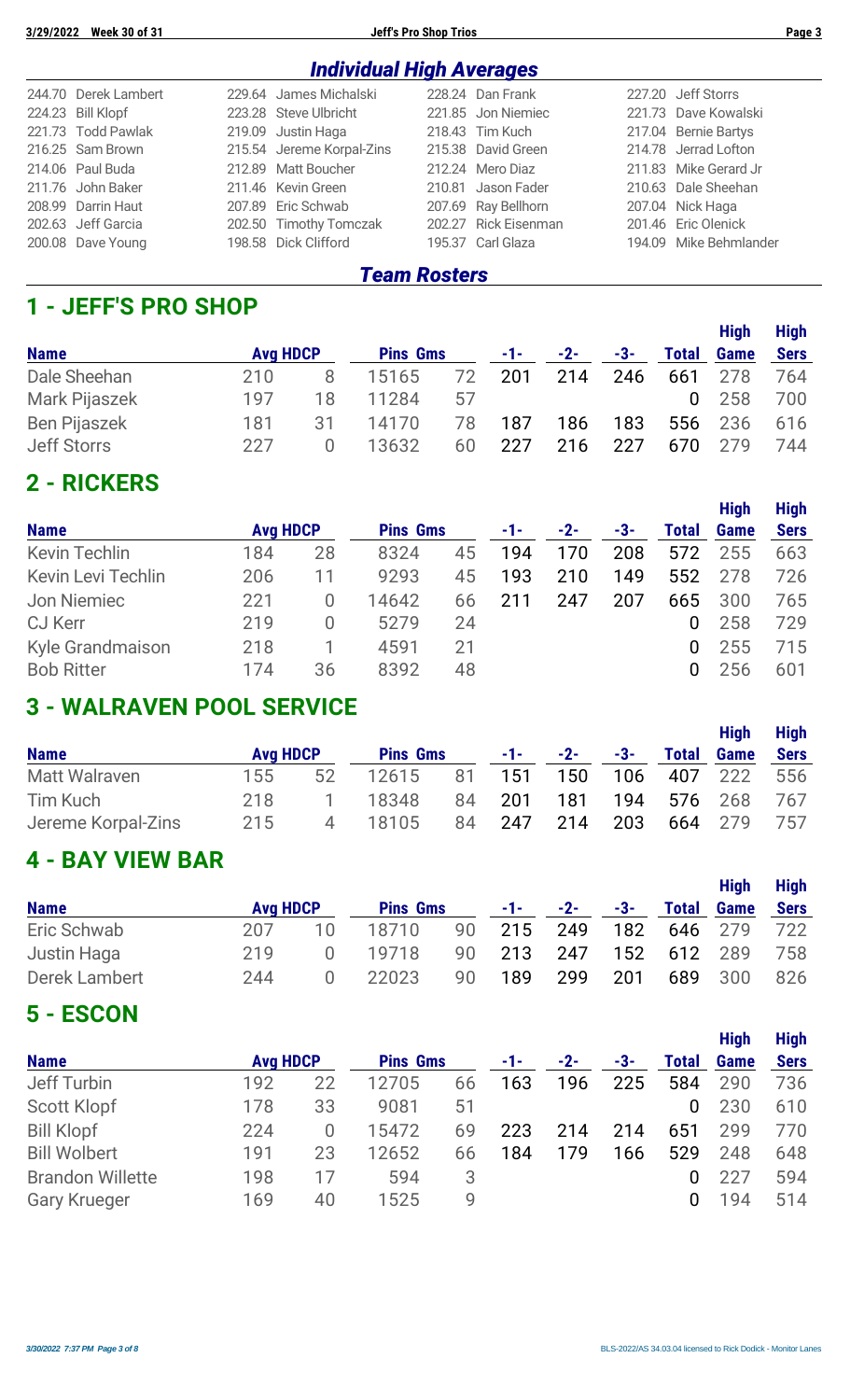## Individual High Averages

| | | | |
|---|---|---|---|
| 244.70 Derek Lambert | 229.64 James Michalski | 228.24 Dan Frank | 227.20 Jeff Storrs |
| 224.23 Bill Klopf | 223.28 Steve Ulbricht | 221.85 Jon Niemiec | 221.73 Dave Kowalski |
| 221.73 Todd Pawlak | 219.09 Justin Haga | 218.43 Tim Kuch | 217.04 Bernie Bartys |
| 216.25 Sam Brown | 215.54 Jereme Korpal-Zins | 215.38 David Green | 214.78 Jerrad Lofton |
| 214.06 Paul Buda | 212.89 Matt Boucher | 212.24 Mero Diaz | 211.83 Mike Gerard Jr |
| 211.76 John Baker | 211.46 Kevin Green | 210.81 Jason Fader | 210.63 Dale Sheehan |
| 208.99 Darrin Haut | 207.89 Eric Schwab | 207.69 Ray Bellhorn | 207.04 Nick Haga |
| 202.63 Jeff Garcia | 202.50 Timothy Tomczak | 202.27 Rick Eisenman | 201.46 Eric Olenick |
| 200.08 Dave Young | 198.58 Dick Clifford | 195.37 Carl Glaza | 194.09 Mike Behmlander |

## Team Rosters

### 1 - JEFF'S PRO SHOP

| Name | Avg | HDCP | Pins | Gms | -1- | -2- | -3- | Total | High Game | High Sers |
|---|---|---|---|---|---|---|---|---|---|---|
| Dale Sheehan | 210 | 8 | 15165 | 72 | 201 | 214 | 246 | 661 | 278 | 764 |
| Mark Pijaszek | 197 | 18 | 11284 | 57 | | | | 0 | 258 | 700 |
| Ben Pijaszek | 181 | 31 | 14170 | 78 | 187 | 186 | 183 | 556 | 236 | 616 |
| Jeff Storrs | 227 | 0 | 13632 | 60 | 227 | 216 | 227 | 670 | 279 | 744 |

### 2 - RICKERS

| Name | Avg | HDCP | Pins | Gms | -1- | -2- | -3- | Total | High Game | High Sers |
|---|---|---|---|---|---|---|---|---|---|---|
| Kevin Techlin | 184 | 28 | 8324 | 45 | 194 | 170 | 208 | 572 | 255 | 663 |
| Kevin Levi Techlin | 206 | 11 | 9293 | 45 | 193 | 210 | 149 | 552 | 278 | 726 |
| Jon Niemiec | 221 | 0 | 14642 | 66 | 211 | 247 | 207 | 665 | 300 | 765 |
| CJ Kerr | 219 | 0 | 5279 | 24 | | | | 0 | 258 | 729 |
| Kyle Grandmaison | 218 | 1 | 4591 | 21 | | | | 0 | 255 | 715 |
| Bob Ritter | 174 | 36 | 8392 | 48 | | | | 0 | 256 | 601 |

### 3 - WALRAVEN POOL SERVICE

| Name | Avg | HDCP | Pins | Gms | -1- | -2- | -3- | Total | High Game | High Sers |
|---|---|---|---|---|---|---|---|---|---|---|
| Matt Walraven | 155 | 52 | 12615 | 81 | 151 | 150 | 106 | 407 | 222 | 556 |
| Tim Kuch | 218 | 1 | 18348 | 84 | 201 | 181 | 194 | 576 | 268 | 767 |
| Jereme Korpal-Zins | 215 | 4 | 18105 | 84 | 247 | 214 | 203 | 664 | 279 | 757 |

### 4 - BAY VIEW BAR

| Name | Avg | HDCP | Pins | Gms | -1- | -2- | -3- | Total | High Game | High Sers |
|---|---|---|---|---|---|---|---|---|---|---|
| Eric Schwab | 207 | 10 | 18710 | 90 | 215 | 249 | 182 | 646 | 279 | 722 |
| Justin Haga | 219 | 0 | 19718 | 90 | 213 | 247 | 152 | 612 | 289 | 758 |
| Derek Lambert | 244 | 0 | 22023 | 90 | 189 | 299 | 201 | 689 | 300 | 826 |

### 5 - ESCON

| Name | Avg | HDCP | Pins | Gms | -1- | -2- | -3- | Total | High Game | High Sers |
|---|---|---|---|---|---|---|---|---|---|---|
| Jeff Turbin | 192 | 22 | 12705 | 66 | 163 | 196 | 225 | 584 | 290 | 736 |
| Scott Klopf | 178 | 33 | 9081 | 51 | | | | 0 | 230 | 610 |
| Bill Klopf | 224 | 0 | 15472 | 69 | 223 | 214 | 214 | 651 | 299 | 770 |
| Bill Wolbert | 191 | 23 | 12652 | 66 | 184 | 179 | 166 | 529 | 248 | 648 |
| Brandon Willette | 198 | 17 | 594 | 3 | | | | 0 | 227 | 594 |
| Gary Krueger | 169 | 40 | 1525 | 9 | | | | 0 | 194 | 514 |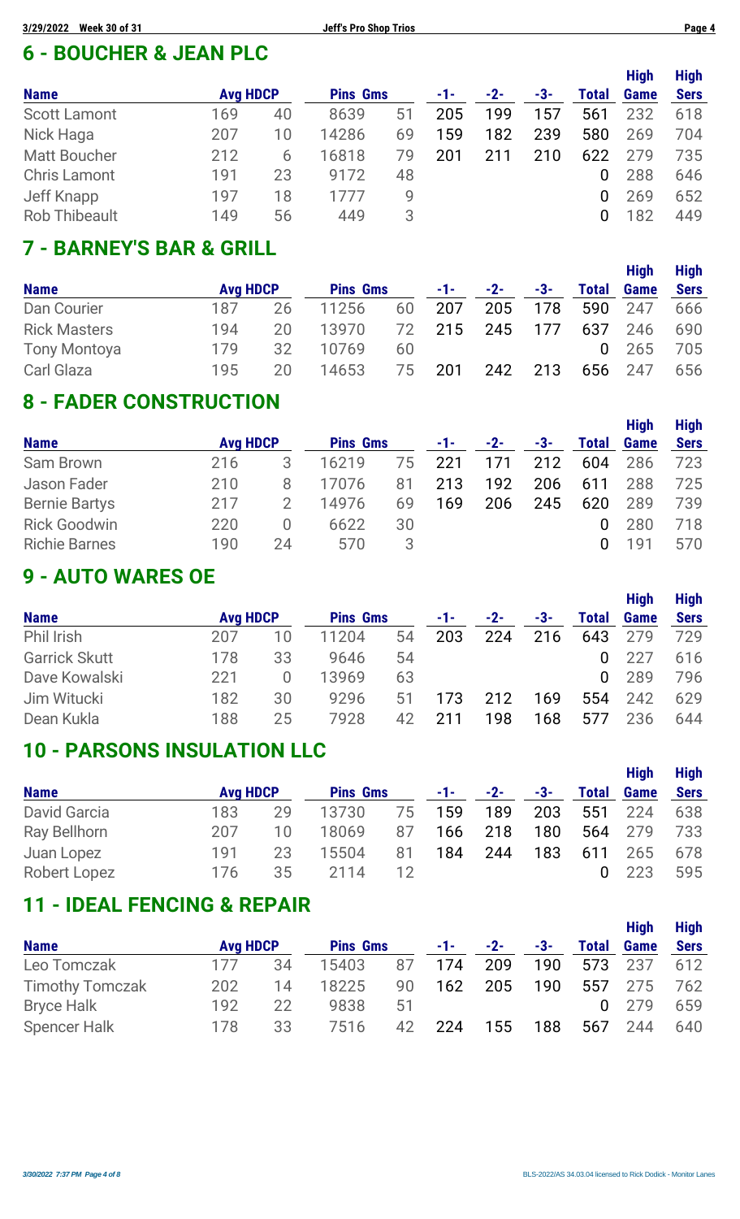## 6 - BOUCHER & JEAN PLC

| Name | Avg | HDCP | Pins | Gms | -1- | -2- | -3- | Total | High Game | High Sers |
|---|---|---|---|---|---|---|---|---|---|---|
| Scott Lamont | 169 | 40 | 8639 | 51 | 205 | 199 | 157 | 561 | 232 | 618 |
| Nick Haga | 207 | 10 | 14286 | 69 | 159 | 182 | 239 | 580 | 269 | 704 |
| Matt Boucher | 212 | 6 | 16818 | 79 | 201 | 211 | 210 | 622 | 279 | 735 |
| Chris Lamont | 191 | 23 | 9172 | 48 | | | | 0 | 288 | 646 |
| Jeff Knapp | 197 | 18 | 1777 | 9 | | | | 0 | 269 | 652 |
| Rob Thibeault | 149 | 56 | 449 | 3 | | | | 0 | 182 | 449 |

## 7 - BARNEY'S BAR & GRILL

| Name | Avg | HDCP | Pins | Gms | -1- | -2- | -3- | Total | High Game | High Sers |
|---|---|---|---|---|---|---|---|---|---|---|
| Dan Courier | 187 | 26 | 11256 | 60 | 207 | 205 | 178 | 590 | 247 | 666 |
| Rick Masters | 194 | 20 | 13970 | 72 | 215 | 245 | 177 | 637 | 246 | 690 |
| Tony Montoya | 179 | 32 | 10769 | 60 | | | | 0 | 265 | 705 |
| Carl Glaza | 195 | 20 | 14653 | 75 | 201 | 242 | 213 | 656 | 247 | 656 |

## 8 - FADER CONSTRUCTION

| Name | Avg | HDCP | Pins | Gms | -1- | -2- | -3- | Total | High Game | High Sers |
|---|---|---|---|---|---|---|---|---|---|---|
| Sam Brown | 216 | 3 | 16219 | 75 | 221 | 171 | 212 | 604 | 286 | 723 |
| Jason Fader | 210 | 8 | 17076 | 81 | 213 | 192 | 206 | 611 | 288 | 725 |
| Bernie Bartys | 217 | 2 | 14976 | 69 | 169 | 206 | 245 | 620 | 289 | 739 |
| Rick Goodwin | 220 | 0 | 6622 | 30 | | | | 0 | 280 | 718 |
| Richie Barnes | 190 | 24 | 570 | 3 | | | | 0 | 191 | 570 |

## 9 - AUTO WARES OE

| Name | Avg | HDCP | Pins | Gms | -1- | -2- | -3- | Total | High Game | High Sers |
|---|---|---|---|---|---|---|---|---|---|---|
| Phil Irish | 207 | 10 | 11204 | 54 | 203 | 224 | 216 | 643 | 279 | 729 |
| Garrick Skutt | 178 | 33 | 9646 | 54 | | | | 0 | 227 | 616 |
| Dave Kowalski | 221 | 0 | 13969 | 63 | | | | 0 | 289 | 796 |
| Jim Witucki | 182 | 30 | 9296 | 51 | 173 | 212 | 169 | 554 | 242 | 629 |
| Dean Kukla | 188 | 25 | 7928 | 42 | 211 | 198 | 168 | 577 | 236 | 644 |

## 10 - PARSONS INSULATION LLC

| Name | Avg | HDCP | Pins | Gms | -1- | -2- | -3- | Total | High Game | High Sers |
|---|---|---|---|---|---|---|---|---|---|---|
| David Garcia | 183 | 29 | 13730 | 75 | 159 | 189 | 203 | 551 | 224 | 638 |
| Ray Bellhorn | 207 | 10 | 18069 | 87 | 166 | 218 | 180 | 564 | 279 | 733 |
| Juan Lopez | 191 | 23 | 15504 | 81 | 184 | 244 | 183 | 611 | 265 | 678 |
| Robert Lopez | 176 | 35 | 2114 | 12 | | | | 0 | 223 | 595 |

## 11 - IDEAL FENCING & REPAIR

| Name | Avg | HDCP | Pins | Gms | -1- | -2- | -3- | Total | High Game | High Sers |
|---|---|---|---|---|---|---|---|---|---|---|
| Leo Tomczak | 177 | 34 | 15403 | 87 | 174 | 209 | 190 | 573 | 237 | 612 |
| Timothy Tomczak | 202 | 14 | 18225 | 90 | 162 | 205 | 190 | 557 | 275 | 762 |
| Bryce Halk | 192 | 22 | 9838 | 51 | | | | 0 | 279 | 659 |
| Spencer Halk | 178 | 33 | 7516 | 42 | 224 | 155 | 188 | 567 | 244 | 640 |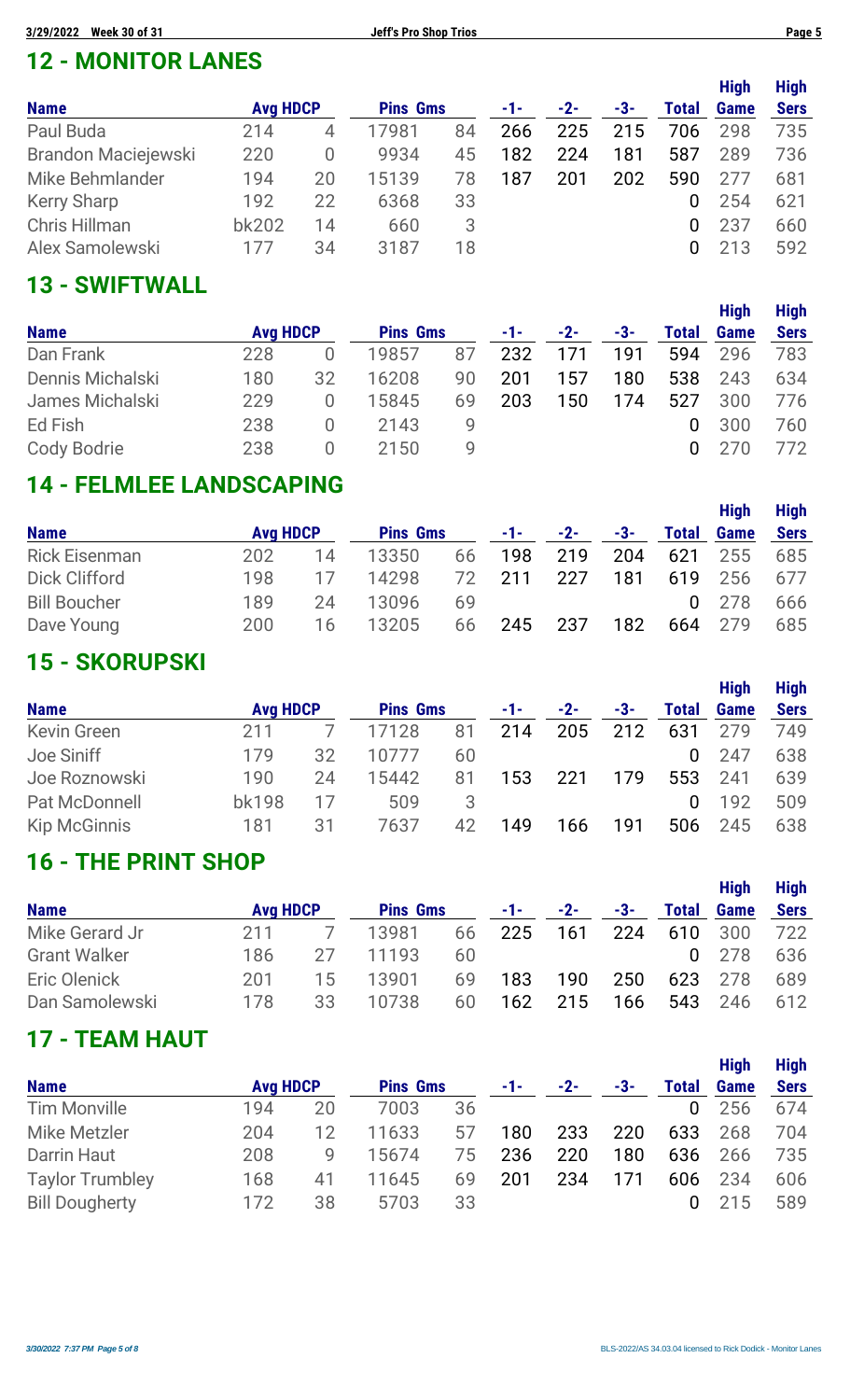## 12 - MONITOR LANES

| Name | Avg | HDCP | Pins | Gms | -1- | -2- | -3- | Total | High Game | High Sers |
|---|---|---|---|---|---|---|---|---|---|---|
| Paul Buda | 214 | 4 | 17981 | 84 | 266 | 225 | 215 | 706 | 298 | 735 |
| Brandon Maciejewski | 220 | 0 | 9934 | 45 | 182 | 224 | 181 | 587 | 289 | 736 |
| Mike Behmlander | 194 | 20 | 15139 | 78 | 187 | 201 | 202 | 590 | 277 | 681 |
| Kerry Sharp | 192 | 22 | 6368 | 33 | | | | 0 | 254 | 621 |
| Chris Hillman | bk202 | 14 | 660 | 3 | | | | 0 | 237 | 660 |
| Alex Samolewski | 177 | 34 | 3187 | 18 | | | | 0 | 213 | 592 |

## 13 - SWIFTWALL

| Name | Avg | HDCP | Pins | Gms | -1- | -2- | -3- | Total | High Game | High Sers |
|---|---|---|---|---|---|---|---|---|---|---|
| Dan Frank | 228 | 0 | 19857 | 87 | 232 | 171 | 191 | 594 | 296 | 783 |
| Dennis Michalski | 180 | 32 | 16208 | 90 | 201 | 157 | 180 | 538 | 243 | 634 |
| James Michalski | 229 | 0 | 15845 | 69 | 203 | 150 | 174 | 527 | 300 | 776 |
| Ed Fish | 238 | 0 | 2143 | 9 | | | | 0 | 300 | 760 |
| Cody Bodrie | 238 | 0 | 2150 | 9 | | | | 0 | 270 | 772 |

## 14 - FELMLEE LANDSCAPING

| Name | Avg | HDCP | Pins | Gms | -1- | -2- | -3- | Total | High Game | High Sers |
|---|---|---|---|---|---|---|---|---|---|---|
| Rick Eisenman | 202 | 14 | 13350 | 66 | 198 | 219 | 204 | 621 | 255 | 685 |
| Dick Clifford | 198 | 17 | 14298 | 72 | 211 | 227 | 181 | 619 | 256 | 677 |
| Bill Boucher | 189 | 24 | 13096 | 69 | | | | 0 | 278 | 666 |
| Dave Young | 200 | 16 | 13205 | 66 | 245 | 237 | 182 | 664 | 279 | 685 |

## 15 - SKORUPSKI

| Name | Avg | HDCP | Pins | Gms | -1- | -2- | -3- | Total | High Game | High Sers |
|---|---|---|---|---|---|---|---|---|---|---|
| Kevin Green | 211 | 7 | 17128 | 81 | 214 | 205 | 212 | 631 | 279 | 749 |
| Joe Siniff | 179 | 32 | 10777 | 60 | | | | 0 | 247 | 638 |
| Joe Roznowski | 190 | 24 | 15442 | 81 | 153 | 221 | 179 | 553 | 241 | 639 |
| Pat McDonnell | bk198 | 17 | 509 | 3 | | | | 0 | 192 | 509 |
| Kip McGinnis | 181 | 31 | 7637 | 42 | 149 | 166 | 191 | 506 | 245 | 638 |

## 16 - THE PRINT SHOP

| Name | Avg | HDCP | Pins | Gms | -1- | -2- | -3- | Total | High Game | High Sers |
|---|---|---|---|---|---|---|---|---|---|---|
| Mike Gerard Jr | 211 | 7 | 13981 | 66 | 225 | 161 | 224 | 610 | 300 | 722 |
| Grant Walker | 186 | 27 | 11193 | 60 | | | | 0 | 278 | 636 |
| Eric Olenick | 201 | 15 | 13901 | 69 | 183 | 190 | 250 | 623 | 278 | 689 |
| Dan Samolewski | 178 | 33 | 10738 | 60 | 162 | 215 | 166 | 543 | 246 | 612 |

## 17 - TEAM HAUT

| Name | Avg | HDCP | Pins | Gms | -1- | -2- | -3- | Total | High Game | High Sers |
|---|---|---|---|---|---|---|---|---|---|---|
| Tim Monville | 194 | 20 | 7003 | 36 | | | | 0 | 256 | 674 |
| Mike Metzler | 204 | 12 | 11633 | 57 | 180 | 233 | 220 | 633 | 268 | 704 |
| Darrin Haut | 208 | 9 | 15674 | 75 | 236 | 220 | 180 | 636 | 266 | 735 |
| Taylor Trumbley | 168 | 41 | 11645 | 69 | 201 | 234 | 171 | 606 | 234 | 606 |
| Bill Dougherty | 172 | 38 | 5703 | 33 | | | | 0 | 215 | 589 |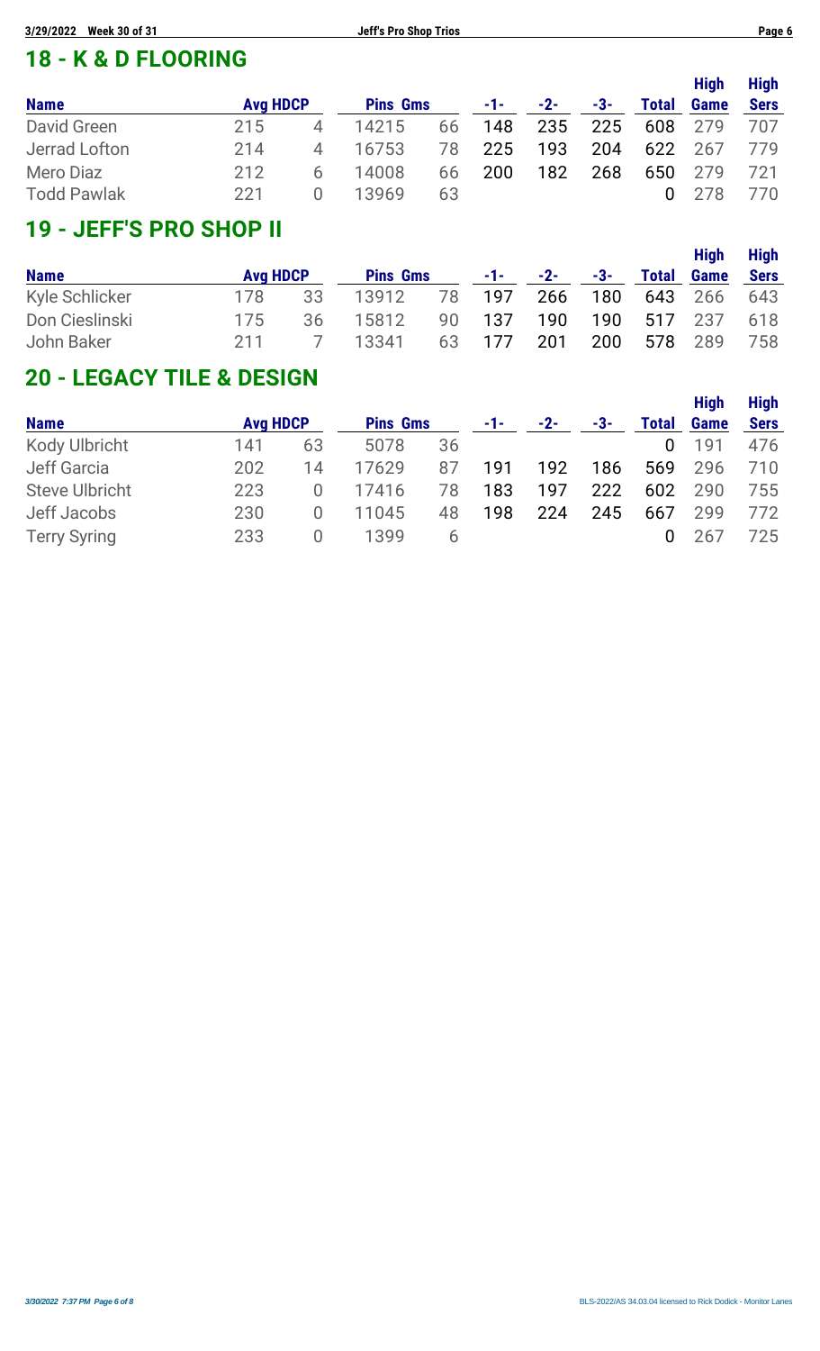## 18 - K & D FLOORING

| Name | Avg | HDCP | Pins | Gms | -1- | -2- | -3- | Total | High Game | High Sers |
|---|---|---|---|---|---|---|---|---|---|---|
| David Green | 215 | 4 | 14215 | 66 | 148 | 235 | 225 | 608 | 279 | 707 |
| Jerrad Lofton | 214 | 4 | 16753 | 78 | 225 | 193 | 204 | 622 | 267 | 779 |
| Mero Diaz | 212 | 6 | 14008 | 66 | 200 | 182 | 268 | 650 | 279 | 721 |
| Todd Pawlak | 221 | 0 | 13969 | 63 | | | | 0 | 278 | 770 |

## 19 - JEFF'S PRO SHOP II

| Name | Avg | HDCP | Pins | Gms | -1- | -2- | -3- | Total | High Game | High Sers |
|---|---|---|---|---|---|---|---|---|---|---|
| Kyle Schlicker | 178 | 33 | 13912 | 78 | 197 | 266 | 180 | 643 | 266 | 643 |
| Don Cieslinski | 175 | 36 | 15812 | 90 | 137 | 190 | 190 | 517 | 237 | 618 |
| John Baker | 211 | 7 | 13341 | 63 | 177 | 201 | 200 | 578 | 289 | 758 |

## 20 - LEGACY TILE & DESIGN

| Name | Avg | HDCP | Pins | Gms | -1- | -2- | -3- | Total | High Game | High Sers |
|---|---|---|---|---|---|---|---|---|---|---|
| Kody Ulbricht | 141 | 63 | 5078 | 36 | | | | 0 | 191 | 476 |
| Jeff Garcia | 202 | 14 | 17629 | 87 | 191 | 192 | 186 | 569 | 296 | 710 |
| Steve Ulbricht | 223 | 0 | 17416 | 78 | 183 | 197 | 222 | 602 | 290 | 755 |
| Jeff Jacobs | 230 | 0 | 11045 | 48 | 198 | 224 | 245 | 667 | 299 | 772 |
| Terry Syring | 233 | 0 | 1399 | 6 | | | | 0 | 267 | 725 |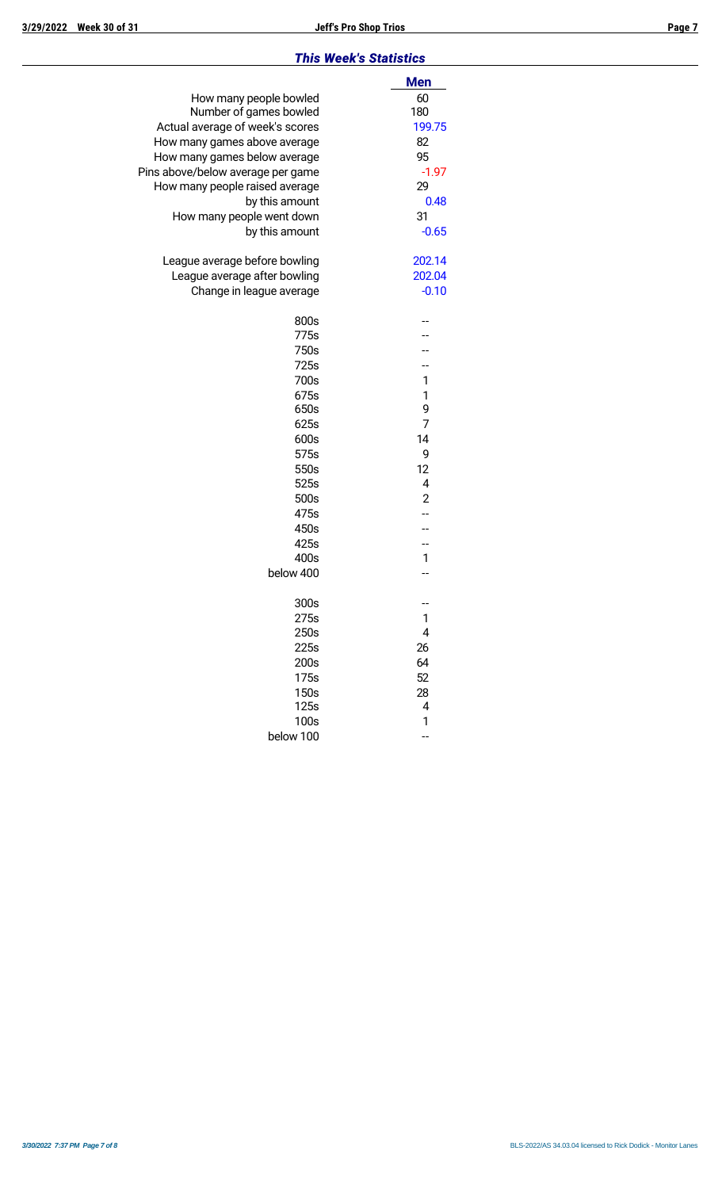## *This Week's Statistics*

| | Men |
|---|---|
| How many people bowled | 60 |
| Number of games bowled | 180 |
| Actual average of week's scores | 199.75 |
| How many games above average | 82 |
| How many games below average | 95 |
| Pins above/below average per game | -1.97 |
| How many people raised average | 29 |
| by this amount | 0.48 |
| How many people went down | 31 |
| by this amount | -0.65 |
| | |
| League average before bowling | 202.14 |
| League average after bowling | 202.04 |
| Change in league average | -0.10 |
| | |
| 800s | -- |
| 775s | -- |
| 750s | -- |
| 725s | -- |
| 700s | 1 |
| 675s | 1 |
| 650s | 9 |
| 625s | 7 |
| 600s | 14 |
| 575s | 9 |
| 550s | 12 |
| 525s | 4 |
| 500s | 2 |
| 475s | -- |
| 450s | -- |
| 425s | -- |
| 400s | 1 |
| below 400 | -- |
| | |
| 300s | -- |
| 275s | 1 |
| 250s | 4 |
| 225s | 26 |
| 200s | 64 |
| 175s | 52 |
| 150s | 28 |
| 125s | 4 |
| 100s | 1 |
| below 100 | -- |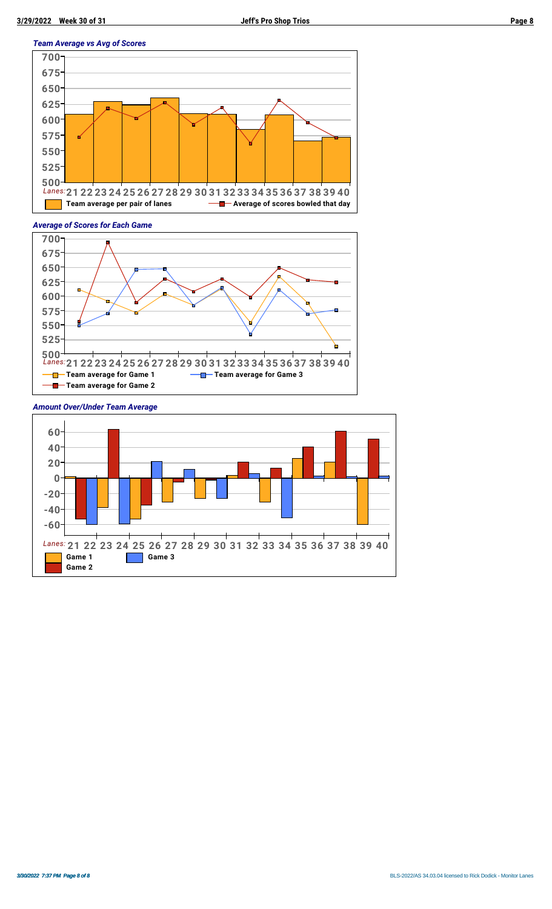### *Team Average vs Avg of Scores*

700
675
650
625
600
575
550
525
500

*Lanes:* 21 22 23 24 25 26 27 28 29 30 31 32 33 34 35 36 37 38 39 40

**Team average per pair of lanes** **Average of scores bowled that day**

### *Average of Scores for Each Game*

700
675
650
625
600
575
550
525
500

*Lanes:* 21 22 23 24 25 26 27 28 29 30 31 32 33 34 35 36 37 38 39 40

**Team average for Game 1** **Team average for Game 3**
**Team average for Game 2**

### *Amount Over/Under Team Average*

60
40
20
0
-20
-40
-60

*Lanes:* 21 22 23 24 25 26 27 28 29 30 31 32 33 34 35 36 37 38 39 40

**Game 1** **Game 3**
**Game 2**